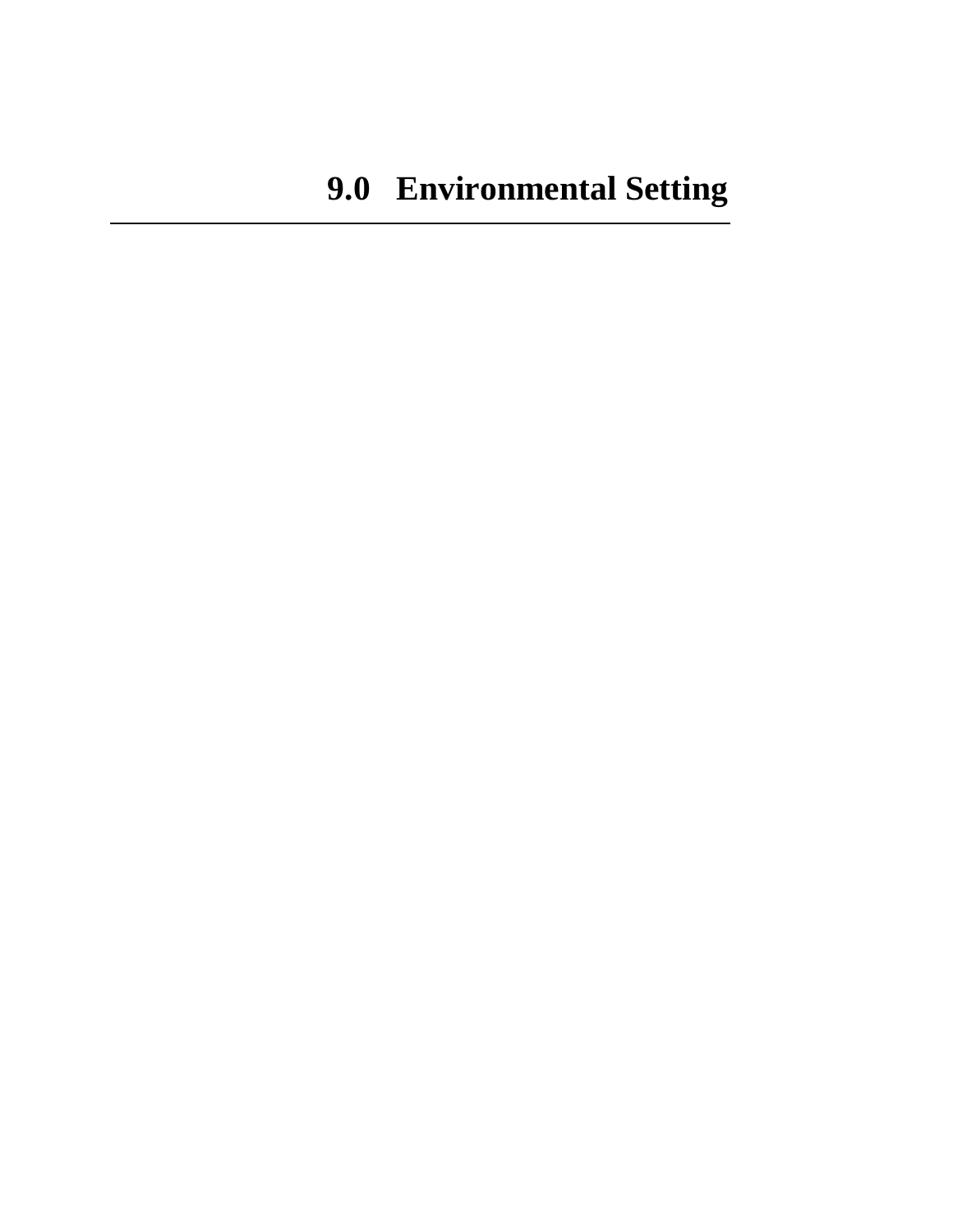# 9.0 Environmental Setting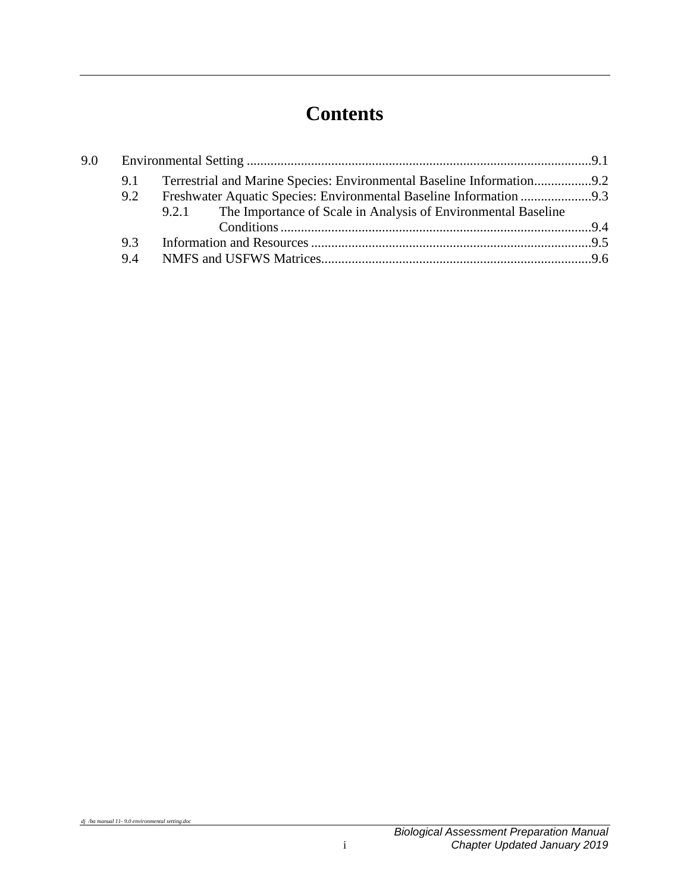# Contents

9.0 Environmental Setting ...................................................................................................9.1

- 9.1 Terrestrial and Marine Species: Environmental Baseline Information.................9.2
- 9.2 Freshwater Aquatic Species: Environmental Baseline Information .....................9.3
  - 9.2.1 The Importance of Scale in Analysis of Environmental Baseline Conditions ...........................................................................................9.4
- 9.3 Information and Resources ..................................................................................9.5
- 9.4 NMFS and USFWS Matrices...............................................................................9.6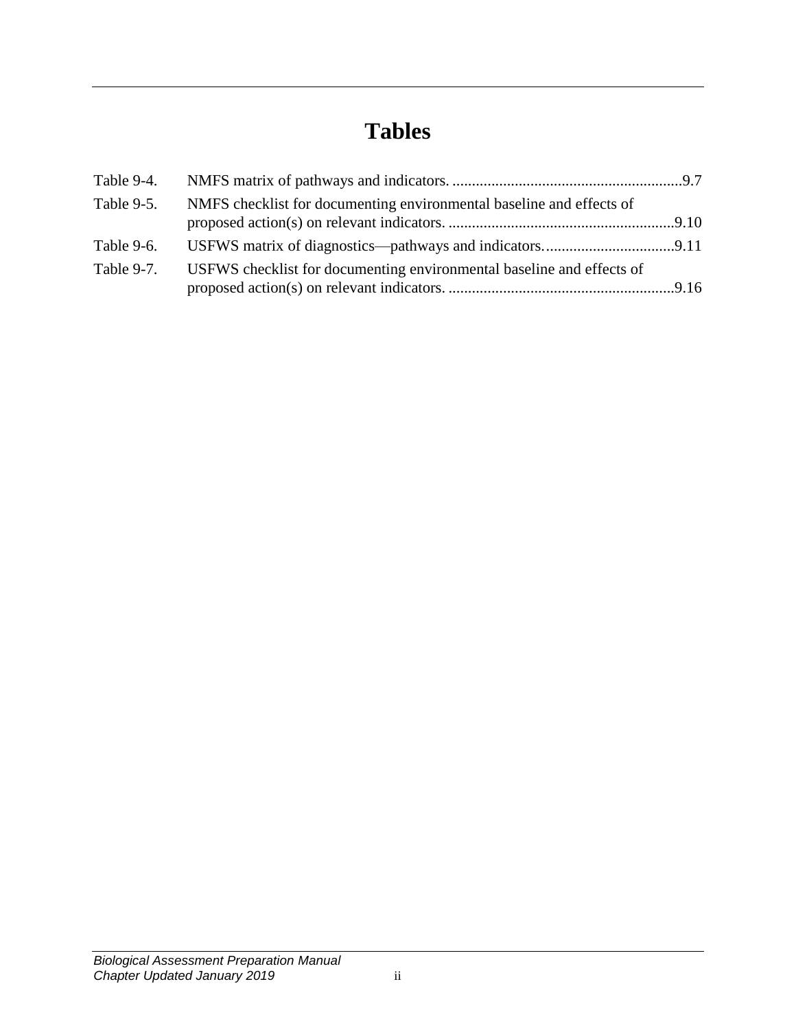# Tables

Table 9-4. NMFS matrix of pathways and indicators. ........................................................... 9.7

Table 9-5. NMFS checklist for documenting environmental baseline and effects of proposed action(s) on relevant indicators. .......................................................... 9.10

Table 9-6. USFWS matrix of diagnostics—pathways and indicators. ................................. 9.11

Table 9-7. USFWS checklist for documenting environmental baseline and effects of proposed action(s) on relevant indicators. .......................................................... 9.16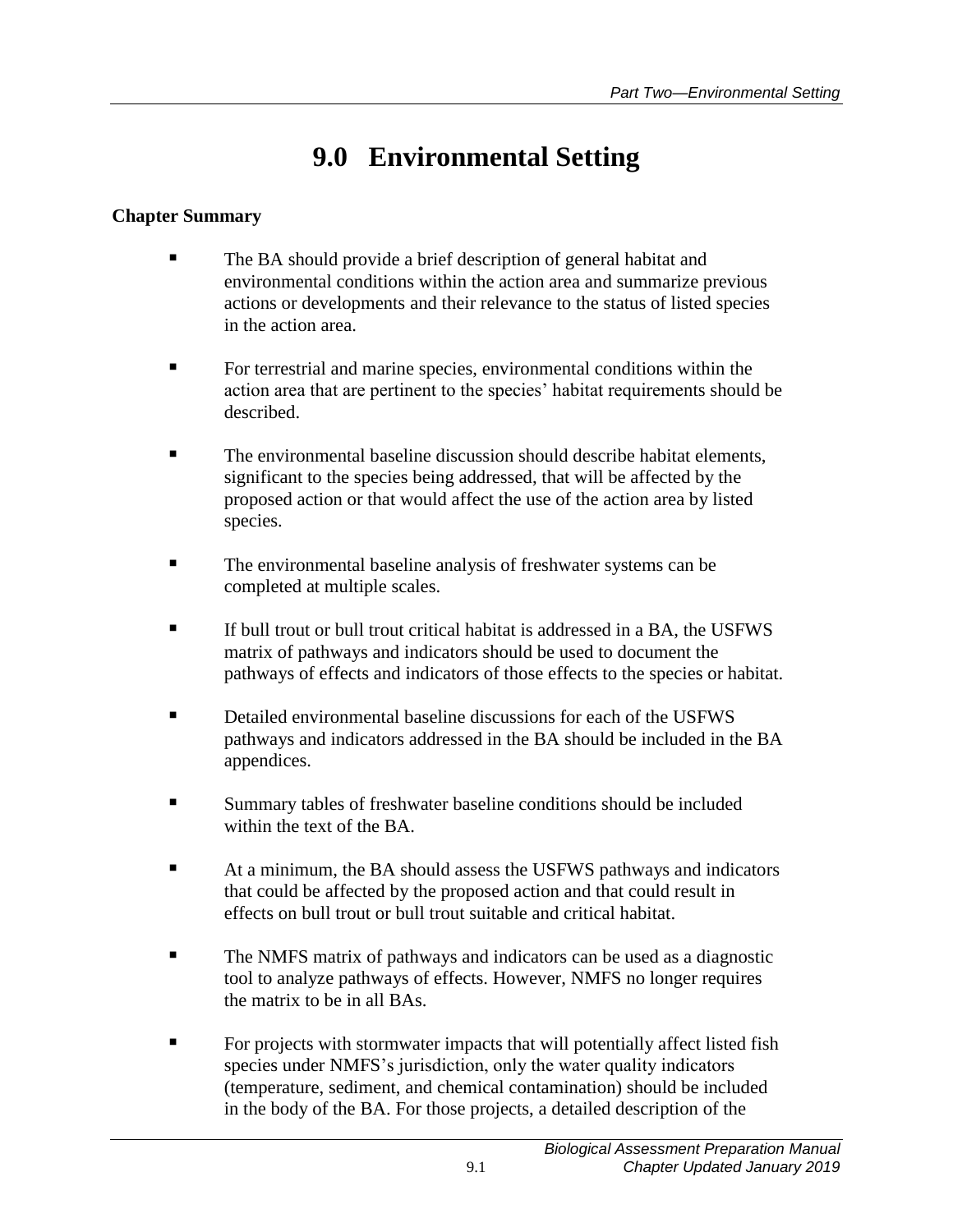# 9.0 Environmental Setting

**Chapter Summary**

- The BA should provide a brief description of general habitat and environmental conditions within the action area and summarize previous actions or developments and their relevance to the status of listed species in the action area.
- For terrestrial and marine species, environmental conditions within the action area that are pertinent to the species' habitat requirements should be described.
- The environmental baseline discussion should describe habitat elements, significant to the species being addressed, that will be affected by the proposed action or that would affect the use of the action area by listed species.
- The environmental baseline analysis of freshwater systems can be completed at multiple scales.
- If bull trout or bull trout critical habitat is addressed in a BA, the USFWS matrix of pathways and indicators should be used to document the pathways of effects and indicators of those effects to the species or habitat.
- Detailed environmental baseline discussions for each of the USFWS pathways and indicators addressed in the BA should be included in the BA appendices.
- Summary tables of freshwater baseline conditions should be included within the text of the BA.
- At a minimum, the BA should assess the USFWS pathways and indicators that could be affected by the proposed action and that could result in effects on bull trout or bull trout suitable and critical habitat.
- The NMFS matrix of pathways and indicators can be used as a diagnostic tool to analyze pathways of effects. However, NMFS no longer requires the matrix to be in all BAs.
- For projects with stormwater impacts that will potentially affect listed fish species under NMFS's jurisdiction, only the water quality indicators (temperature, sediment, and chemical contamination) should be included in the body of the BA. For those projects, a detailed description of the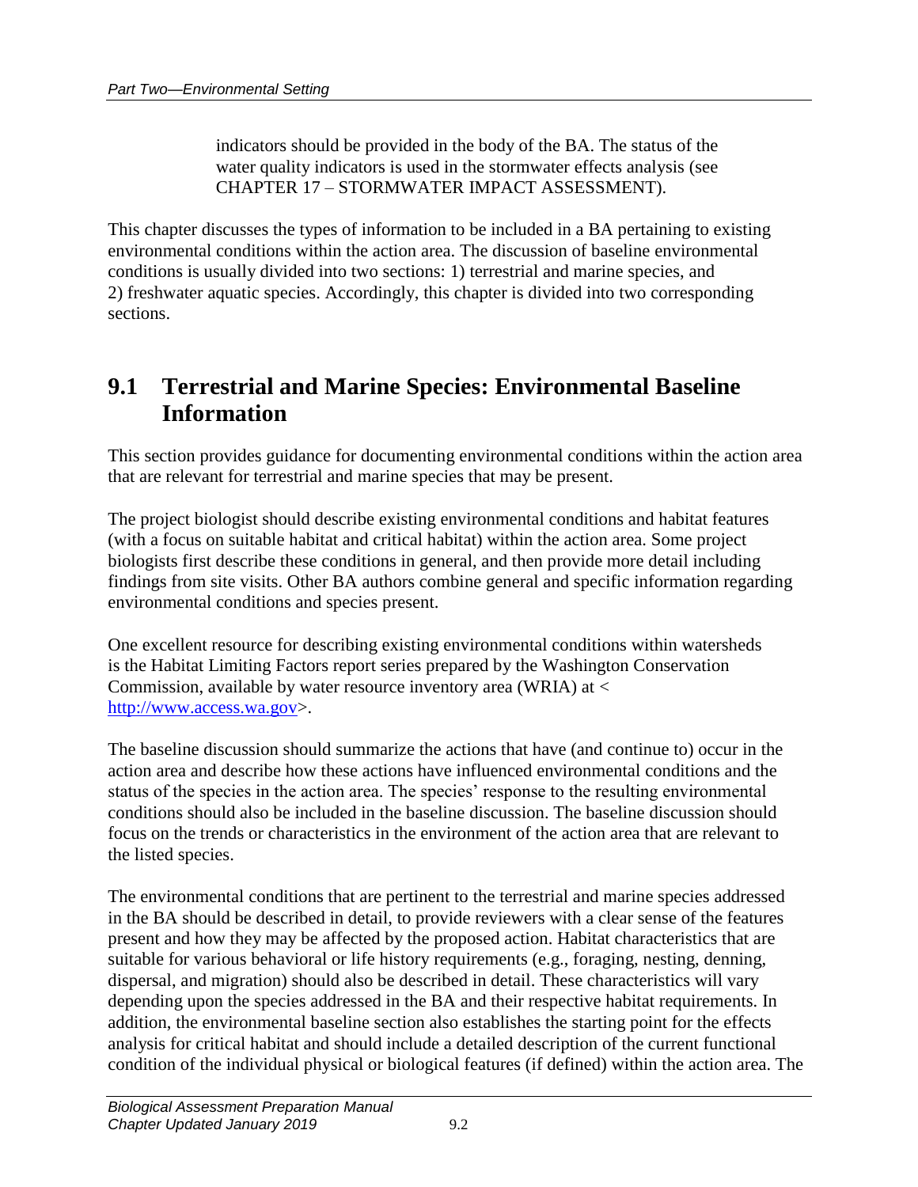indicators should be provided in the body of the BA. The status of the water quality indicators is used in the stormwater effects analysis (see CHAPTER 17 – STORMWATER IMPACT ASSESSMENT).

This chapter discusses the types of information to be included in a BA pertaining to existing environmental conditions within the action area. The discussion of baseline environmental conditions is usually divided into two sections: 1) terrestrial and marine species, and 2) freshwater aquatic species. Accordingly, this chapter is divided into two corresponding sections.

## 9.1 Terrestrial and Marine Species: Environmental Baseline Information

This section provides guidance for documenting environmental conditions within the action area that are relevant for terrestrial and marine species that may be present.

The project biologist should describe existing environmental conditions and habitat features (with a focus on suitable habitat and critical habitat) within the action area. Some project biologists first describe these conditions in general, and then provide more detail including findings from site visits. Other BA authors combine general and specific information regarding environmental conditions and species present.

One excellent resource for describing existing environmental conditions within watersheds is the Habitat Limiting Factors report series prepared by the Washington Conservation Commission, available by water resource inventory area (WRIA) at < [http://www.access.wa.gov](http://www.access.wa.gov)>.

The baseline discussion should summarize the actions that have (and continue to) occur in the action area and describe how these actions have influenced environmental conditions and the status of the species in the action area. The species' response to the resulting environmental conditions should also be included in the baseline discussion. The baseline discussion should focus on the trends or characteristics in the environment of the action area that are relevant to the listed species.

The environmental conditions that are pertinent to the terrestrial and marine species addressed in the BA should be described in detail, to provide reviewers with a clear sense of the features present and how they may be affected by the proposed action. Habitat characteristics that are suitable for various behavioral or life history requirements (e.g., foraging, nesting, denning, dispersal, and migration) should also be described in detail. These characteristics will vary depending upon the species addressed in the BA and their respective habitat requirements. In addition, the environmental baseline section also establishes the starting point for the effects analysis for critical habitat and should include a detailed description of the current functional condition of the individual physical or biological features (if defined) within the action area. The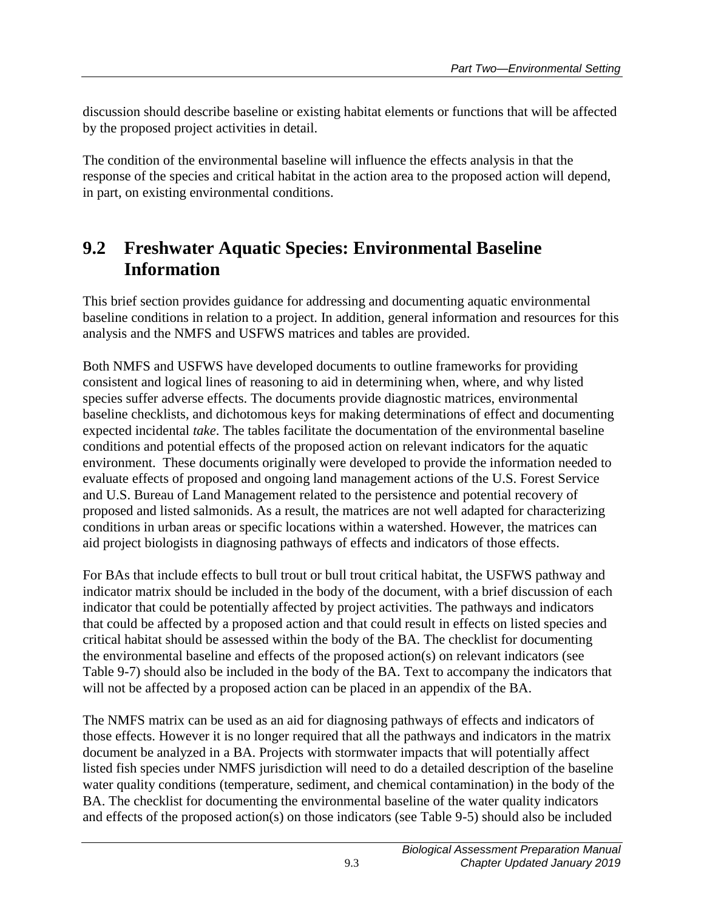discussion should describe baseline or existing habitat elements or functions that will be affected by the proposed project activities in detail.

The condition of the environmental baseline will influence the effects analysis in that the response of the species and critical habitat in the action area to the proposed action will depend, in part, on existing environmental conditions.

## 9.2 Freshwater Aquatic Species: Environmental Baseline Information

This brief section provides guidance for addressing and documenting aquatic environmental baseline conditions in relation to a project. In addition, general information and resources for this analysis and the NMFS and USFWS matrices and tables are provided.

Both NMFS and USFWS have developed documents to outline frameworks for providing consistent and logical lines of reasoning to aid in determining when, where, and why listed species suffer adverse effects. The documents provide diagnostic matrices, environmental baseline checklists, and dichotomous keys for making determinations of effect and documenting expected incidental *take*. The tables facilitate the documentation of the environmental baseline conditions and potential effects of the proposed action on relevant indicators for the aquatic environment. These documents originally were developed to provide the information needed to evaluate effects of proposed and ongoing land management actions of the U.S. Forest Service and U.S. Bureau of Land Management related to the persistence and potential recovery of proposed and listed salmonids. As a result, the matrices are not well adapted for characterizing conditions in urban areas or specific locations within a watershed. However, the matrices can aid project biologists in diagnosing pathways of effects and indicators of those effects.

For BAs that include effects to bull trout or bull trout critical habitat, the USFWS pathway and indicator matrix should be included in the body of the document, with a brief discussion of each indicator that could be potentially affected by project activities. The pathways and indicators that could be affected by a proposed action and that could result in effects on listed species and critical habitat should be assessed within the body of the BA. The checklist for documenting the environmental baseline and effects of the proposed action(s) on relevant indicators (see Table 9-7) should also be included in the body of the BA. Text to accompany the indicators that will not be affected by a proposed action can be placed in an appendix of the BA.

The NMFS matrix can be used as an aid for diagnosing pathways of effects and indicators of those effects. However it is no longer required that all the pathways and indicators in the matrix document be analyzed in a BA. Projects with stormwater impacts that will potentially affect listed fish species under NMFS jurisdiction will need to do a detailed description of the baseline water quality conditions (temperature, sediment, and chemical contamination) in the body of the BA. The checklist for documenting the environmental baseline of the water quality indicators and effects of the proposed action(s) on those indicators (see Table 9-5) should also be included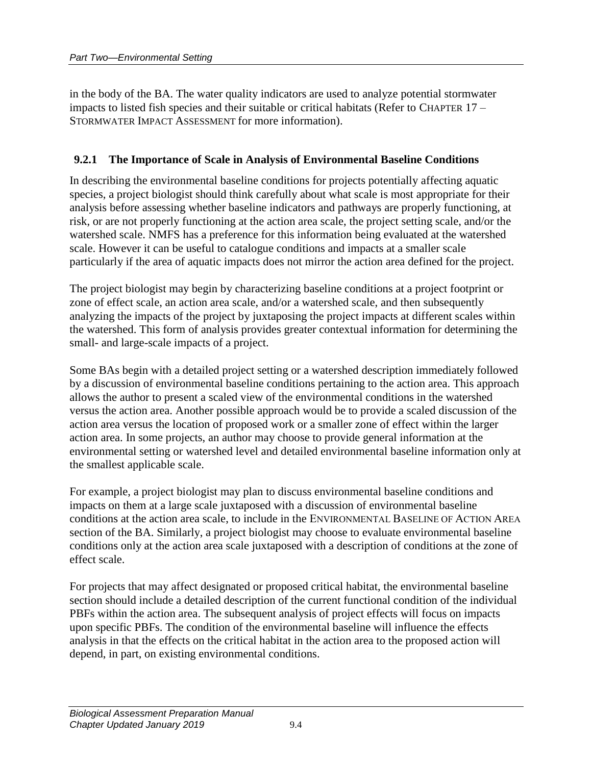in the body of the BA. The water quality indicators are used to analyze potential stormwater impacts to listed fish species and their suitable or critical habitats (Refer to CHAPTER 17 – STORMWATER IMPACT ASSESSMENT for more information).

### 9.2.1 The Importance of Scale in Analysis of Environmental Baseline Conditions

In describing the environmental baseline conditions for projects potentially affecting aquatic species, a project biologist should think carefully about what scale is most appropriate for their analysis before assessing whether baseline indicators and pathways are properly functioning, at risk, or are not properly functioning at the action area scale, the project setting scale, and/or the watershed scale. NMFS has a preference for this information being evaluated at the watershed scale. However it can be useful to catalogue conditions and impacts at a smaller scale particularly if the area of aquatic impacts does not mirror the action area defined for the project.

The project biologist may begin by characterizing baseline conditions at a project footprint or zone of effect scale, an action area scale, and/or a watershed scale, and then subsequently analyzing the impacts of the project by juxtaposing the project impacts at different scales within the watershed. This form of analysis provides greater contextual information for determining the small- and large-scale impacts of a project.

Some BAs begin with a detailed project setting or a watershed description immediately followed by a discussion of environmental baseline conditions pertaining to the action area. This approach allows the author to present a scaled view of the environmental conditions in the watershed versus the action area. Another possible approach would be to provide a scaled discussion of the action area versus the location of proposed work or a smaller zone of effect within the larger action area. In some projects, an author may choose to provide general information at the environmental setting or watershed level and detailed environmental baseline information only at the smallest applicable scale.

For example, a project biologist may plan to discuss environmental baseline conditions and impacts on them at a large scale juxtaposed with a discussion of environmental baseline conditions at the action area scale, to include in the ENVIRONMENTAL BASELINE OF ACTION AREA section of the BA. Similarly, a project biologist may choose to evaluate environmental baseline conditions only at the action area scale juxtaposed with a description of conditions at the zone of effect scale.

For projects that may affect designated or proposed critical habitat, the environmental baseline section should include a detailed description of the current functional condition of the individual PBFs within the action area. The subsequent analysis of project effects will focus on impacts upon specific PBFs. The condition of the environmental baseline will influence the effects analysis in that the effects on the critical habitat in the action area to the proposed action will depend, in part, on existing environmental conditions.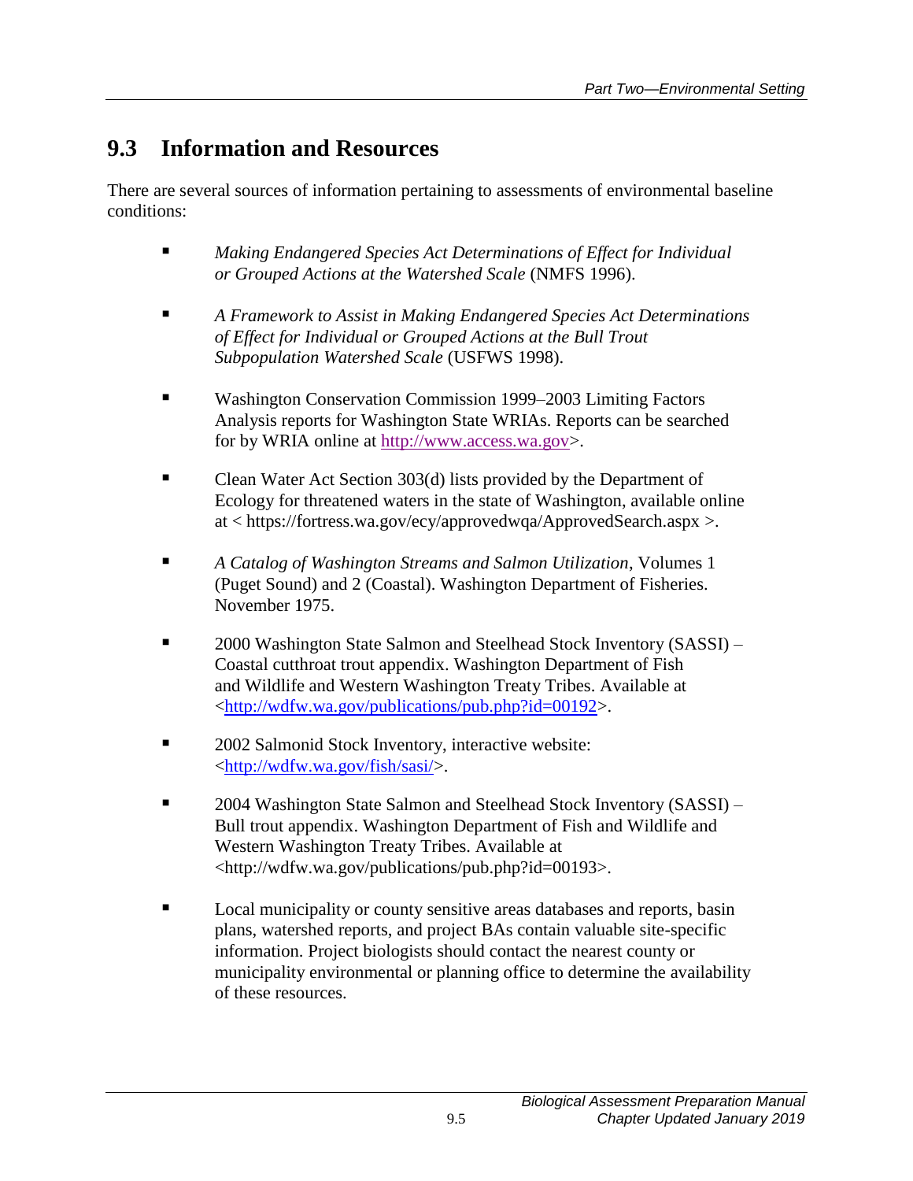## 9.3 Information and Resources

There are several sources of information pertaining to assessments of environmental baseline conditions:

- *Making Endangered Species Act Determinations of Effect for Individual or Grouped Actions at the Watershed Scale* (NMFS 1996).
- *A Framework to Assist in Making Endangered Species Act Determinations of Effect for Individual or Grouped Actions at the Bull Trout Subpopulation Watershed Scale* (USFWS 1998).
- Washington Conservation Commission 1999–2003 Limiting Factors Analysis reports for Washington State WRIAs. Reports can be searched for by WRIA online at http://www.access.wa.gov>.
- Clean Water Act Section 303(d) lists provided by the Department of Ecology for threatened waters in the state of Washington, available online at < https://fortress.wa.gov/ecy/approvedwqa/ApprovedSearch.aspx >.
- *A Catalog of Washington Streams and Salmon Utilization*, Volumes 1 (Puget Sound) and 2 (Coastal). Washington Department of Fisheries. November 1975.
- 2000 Washington State Salmon and Steelhead Stock Inventory (SASSI) – Coastal cutthroat trout appendix. Washington Department of Fish and Wildlife and Western Washington Treaty Tribes. Available at <http://wdfw.wa.gov/publications/pub.php?id=00192>.
- 2002 Salmonid Stock Inventory, interactive website: <http://wdfw.wa.gov/fish/sasi/>.
- 2004 Washington State Salmon and Steelhead Stock Inventory (SASSI) – Bull trout appendix. Washington Department of Fish and Wildlife and Western Washington Treaty Tribes. Available at <http://wdfw.wa.gov/publications/pub.php?id=00193>.
- Local municipality or county sensitive areas databases and reports, basin plans, watershed reports, and project BAs contain valuable site-specific information. Project biologists should contact the nearest county or municipality environmental or planning office to determine the availability of these resources.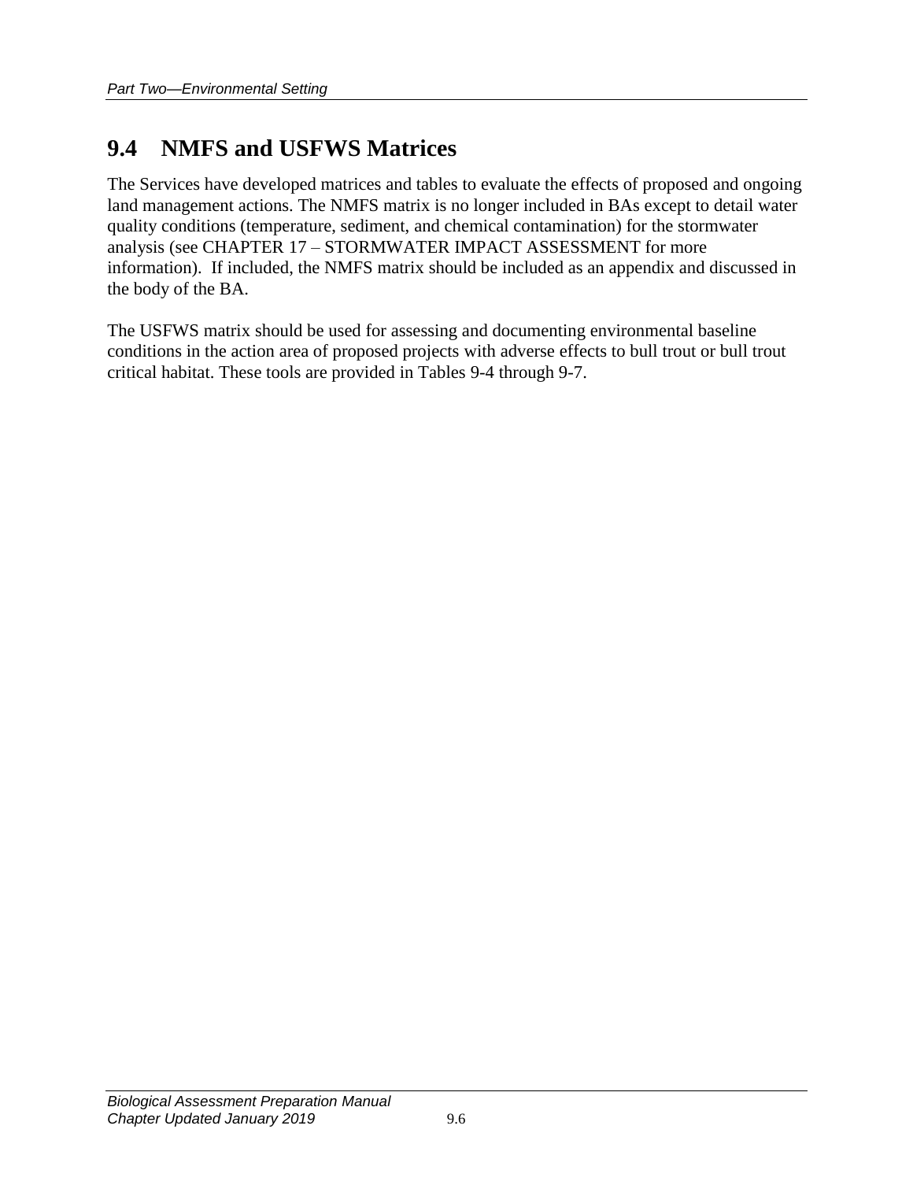## 9.4 NMFS and USFWS Matrices

The Services have developed matrices and tables to evaluate the effects of proposed and ongoing land management actions. The NMFS matrix is no longer included in BAs except to detail water quality conditions (temperature, sediment, and chemical contamination) for the stormwater analysis (see CHAPTER 17 – STORMWATER IMPACT ASSESSMENT for more information). If included, the NMFS matrix should be included as an appendix and discussed in the body of the BA.

The USFWS matrix should be used for assessing and documenting environmental baseline conditions in the action area of proposed projects with adverse effects to bull trout or bull trout critical habitat. These tools are provided in Tables 9-4 through 9-7.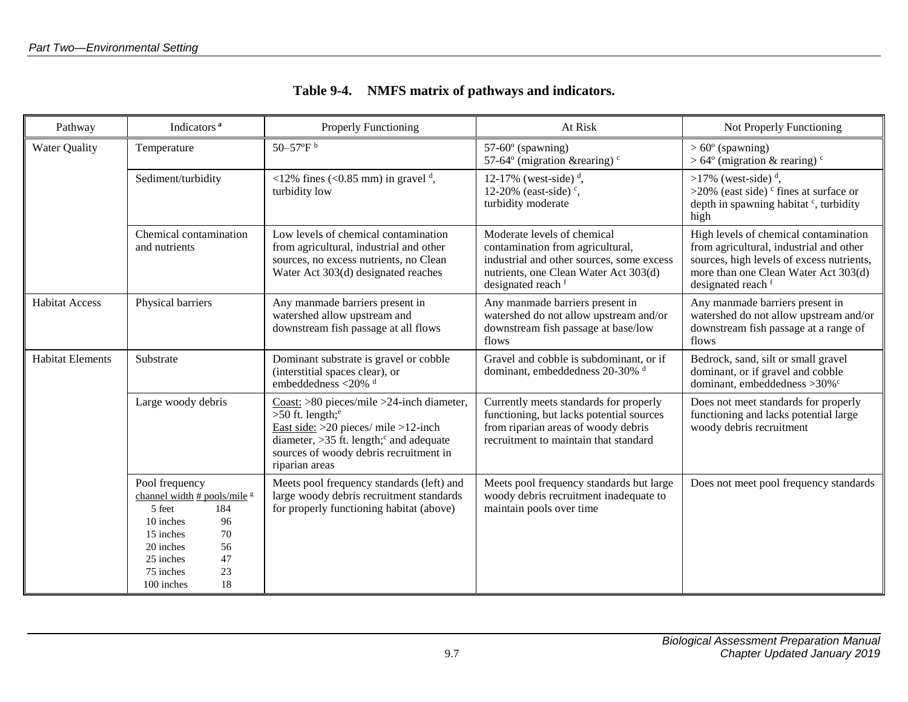**Table 9-4. NMFS matrix of pathways and indicators.**

| Pathway | Indicators [a] | Properly Functioning | At Risk | Not Properly Functioning |
|---|---|---|---|---|
| Water Quality | Temperature | 50–57ºF [b] | 57-60º (spawning)<br>57-64º (migration &rearing) [c] | > 60º (spawning)<br>> 64º (migration & rearing) [c] |
| | Sediment/turbidity | <12% fines (<0.85 mm) in gravel [d], turbidity low | 12-17% (west-side) [d],<br>12-20% (east-side) [c],<br>turbidity moderate | >17% (west-side) [d],<br>>20% (east side) [c] fines at surface or depth in spawning habitat [c], turbidity high |
| | Chemical contamination and nutrients | Low levels of chemical contamination from agricultural, industrial and other sources, no excess nutrients, no Clean Water Act 303(d) designated reaches | Moderate levels of chemical contamination from agricultural, industrial and other sources, some excess nutrients, one Clean Water Act 303(d) designated reach [f] | High levels of chemical contamination from agricultural, industrial and other sources, high levels of excess nutrients, more than one Clean Water Act 303(d) designated reach [f] |
| Habitat Access | Physical barriers | Any manmade barriers present in watershed allow upstream and downstream fish passage at all flows | Any manmade barriers present in watershed do not allow upstream and/or downstream fish passage at base/low flows | Any manmade barriers present in watershed do not allow upstream and/or downstream fish passage at a range of flows |
| Habitat Elements | Substrate | Dominant substrate is gravel or cobble (interstitial spaces clear), or embeddedness <20% [d] | Gravel and cobble is subdominant, or if dominant, embeddedness 20-30% [d] | Bedrock, sand, silt or small gravel dominant, or if gravel and cobble dominant, embeddedness >30%[c] |
| | Large woody debris | Coast: >80 pieces/mile >24-inch diameter, >50 ft. length;[e]<br>East side: >20 pieces/ mile >12-inch diameter, >35 ft. length;[c] and adequate sources of woody debris recruitment in riparian areas | Currently meets standards for properly functioning, but lacks potential sources from riparian areas of woody debris recruitment to maintain that standard | Does not meet standards for properly functioning and lacks potential large woody debris recruitment |
| | Pool frequency<br>channel width # pools/mile [g]<br>5 feet 184<br>10 inches 96<br>15 inches 70<br>20 inches 56<br>25 inches 47<br>75 inches 23<br>100 inches 18 | Meets pool frequency standards (left) and large woody debris recruitment standards for properly functioning habitat (above) | Meets pool frequency standards but large woody debris recruitment inadequate to maintain pools over time | Does not meet pool frequency standards |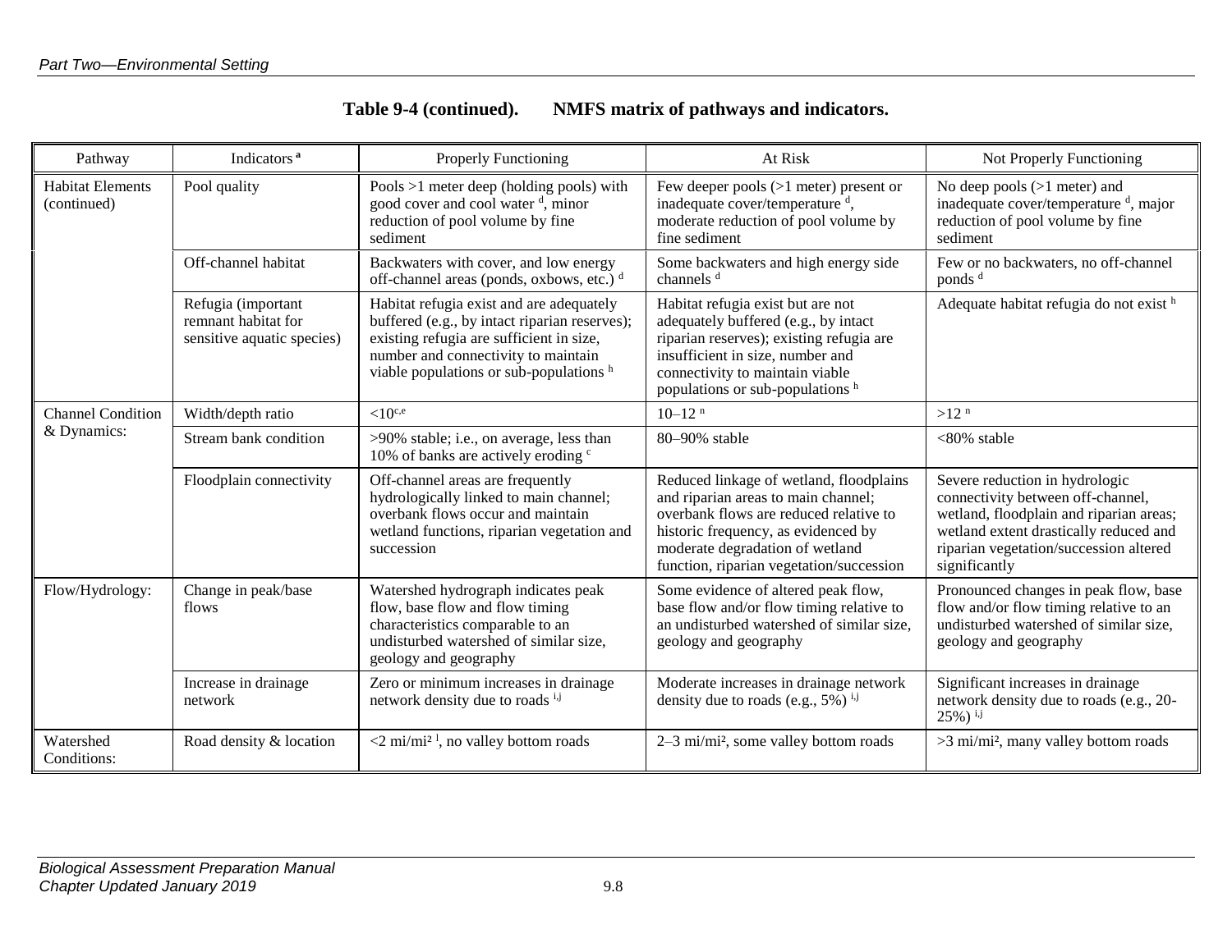**Table 9-4 (continued). NMFS matrix of pathways and indicators.**

| Pathway | Indicators [a] | Properly Functioning | At Risk | Not Properly Functioning |
|---|---|---|---|---|
| Habitat Elements (continued) | Pool quality | Pools >1 meter deep (holding pools) with good cover and cool water [d], minor reduction of pool volume by fine sediment | Few deeper pools (>1 meter) present or inadequate cover/temperature [d], moderate reduction of pool volume by fine sediment | No deep pools (>1 meter) and inadequate cover/temperature [d], major reduction of pool volume by fine sediment |
| | Off-channel habitat | Backwaters with cover, and low energy off-channel areas (ponds, oxbows, etc.) [d] | Some backwaters and high energy side channels [d] | Few or no backwaters, no off-channel ponds [d] |
| | Refugia (important remnant habitat for sensitive aquatic species) | Habitat refugia exist and are adequately buffered (e.g., by intact riparian reserves); existing refugia are sufficient in size, number and connectivity to maintain viable populations or sub-populations [h] | Habitat refugia exist but are not adequately buffered (e.g., by intact riparian reserves); existing refugia are insufficient in size, number and connectivity to maintain viable populations or sub-populations [h] | Adequate habitat refugia do not exist [h] |
| Channel Condition & Dynamics: | Width/depth ratio | <10 [c,e] | 10–12 [n] | >12 [n] |
| | Stream bank condition | >90% stable; i.e., on average, less than 10% of banks are actively eroding [c] | 80–90% stable | <80% stable |
| | Floodplain connectivity | Off-channel areas are frequently hydrologically linked to main channel; overbank flows occur and maintain wetland functions, riparian vegetation and succession | Reduced linkage of wetland, floodplains and riparian areas to main channel; overbank flows are reduced relative to historic frequency, as evidenced by moderate degradation of wetland function, riparian vegetation/succession | Severe reduction in hydrologic connectivity between off-channel, wetland, floodplain and riparian areas; wetland extent drastically reduced and riparian vegetation/succession altered significantly |
| Flow/Hydrology: | Change in peak/base flows | Watershed hydrograph indicates peak flow, base flow and flow timing characteristics comparable to an undisturbed watershed of similar size, geology and geography | Some evidence of altered peak flow, base flow and/or flow timing relative to an undisturbed watershed of similar size, geology and geography | Pronounced changes in peak flow, base flow and/or flow timing relative to an undisturbed watershed of similar size, geology and geography |
| | Increase in drainage network | Zero or minimum increases in drainage network density due to roads [i,j] | Moderate increases in drainage network density due to roads (e.g., 5%) [i,j] | Significant increases in drainage network density due to roads (e.g., 20-25%) [i,j] |
| Watershed Conditions: | Road density & location | <2 mi/mi² [l], no valley bottom roads | 2–3 mi/mi², some valley bottom roads | >3 mi/mi², many valley bottom roads |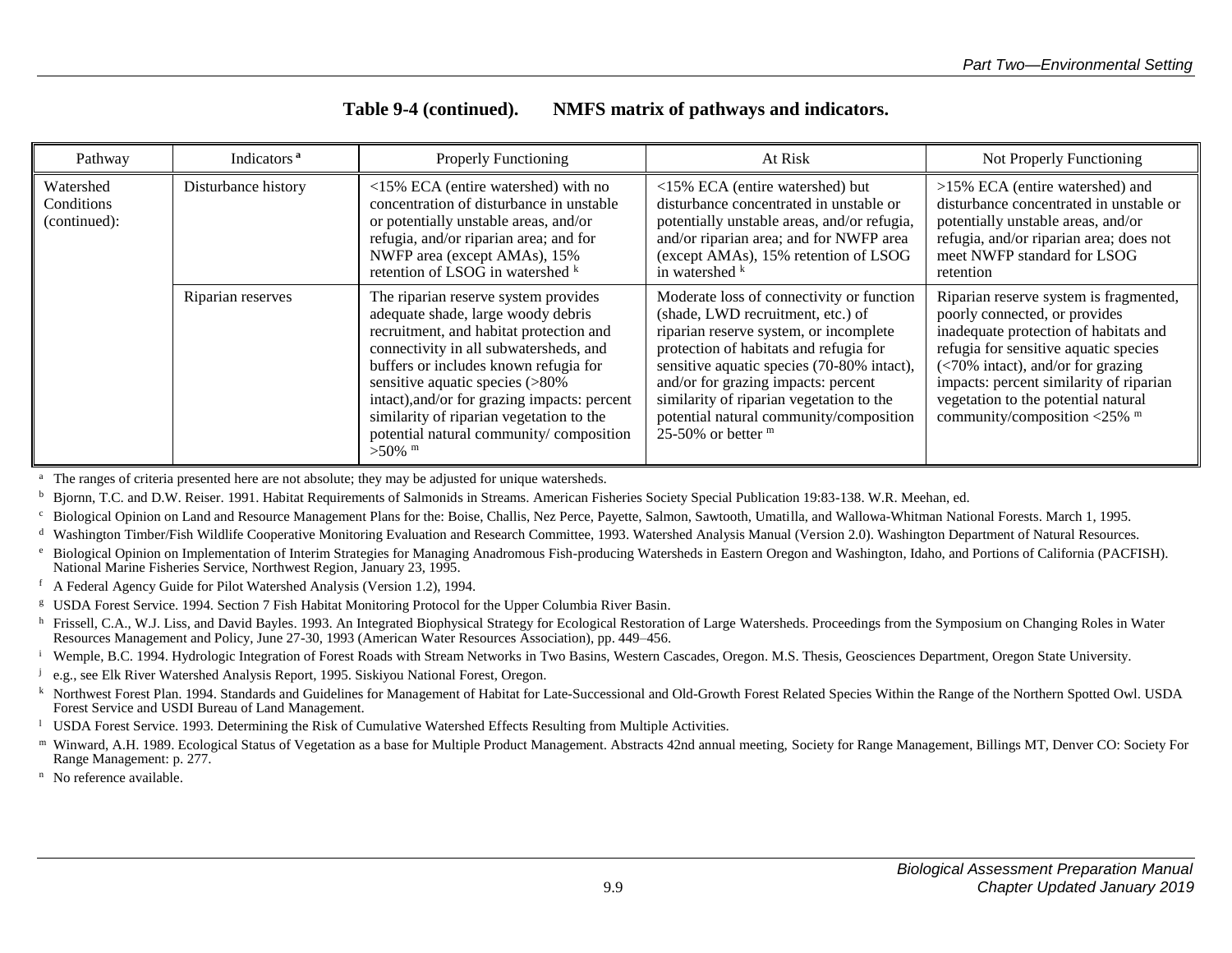**Table 9-4 (continued). NMFS matrix of pathways and indicators.**

| Pathway | Indicators [a] | Properly Functioning | At Risk | Not Properly Functioning |
|---|---|---|---|---|
| Watershed Conditions (continued): | Disturbance history | <15% ECA (entire watershed) with no concentration of disturbance in unstable or potentially unstable areas, and/or refugia, and/or riparian area; and for NWFP area (except AMAs), 15% retention of LSOG in watershed [k] | <15% ECA (entire watershed) but disturbance concentrated in unstable or potentially unstable areas, and/or refugia, and/or riparian area; and for NWFP area (except AMAs), 15% retention of LSOG in watershed [k] | >15% ECA (entire watershed) and disturbance concentrated in unstable or potentially unstable areas, and/or refugia, and/or riparian area; does not meet NWFP standard for LSOG retention |
| | Riparian reserves | The riparian reserve system provides adequate shade, large woody debris recruitment, and habitat protection and connectivity in all subwatersheds, and buffers or includes known refugia for sensitive aquatic species (>80% intact),and/or for grazing impacts: percent similarity of riparian vegetation to the potential natural community/ composition >50% [m] | Moderate loss of connectivity or function (shade, LWD recruitment, etc.) of riparian reserve system, or incomplete protection of habitats and refugia for sensitive aquatic species (70-80% intact), and/or for grazing impacts: percent similarity of riparian vegetation to the potential natural community/composition 25-50% or better [m] | Riparian reserve system is fragmented, poorly connected, or provides inadequate protection of habitats and refugia for sensitive aquatic species (<70% intact), and/or for grazing impacts: percent similarity of riparian vegetation to the potential natural community/composition <25% [m] |

[a] The ranges of criteria presented here are not absolute; they may be adjusted for unique watersheds.

[b] Bjornn, T.C. and D.W. Reiser. 1991. Habitat Requirements of Salmonids in Streams. American Fisheries Society Special Publication 19:83-138. W.R. Meehan, ed.

[c] Biological Opinion on Land and Resource Management Plans for the: Boise, Challis, Nez Perce, Payette, Salmon, Sawtooth, Umatilla, and Wallowa-Whitman National Forests. March 1, 1995.

[d] Washington Timber/Fish Wildlife Cooperative Monitoring Evaluation and Research Committee, 1993. Watershed Analysis Manual (Version 2.0). Washington Department of Natural Resources.

[e] Biological Opinion on Implementation of Interim Strategies for Managing Anadromous Fish-producing Watersheds in Eastern Oregon and Washington, Idaho, and Portions of California (PACFISH). National Marine Fisheries Service, Northwest Region, January 23, 1995.

[f] A Federal Agency Guide for Pilot Watershed Analysis (Version 1.2), 1994.

[g] USDA Forest Service. 1994. Section 7 Fish Habitat Monitoring Protocol for the Upper Columbia River Basin.

[h] Frissell, C.A., W.J. Liss, and David Bayles. 1993. An Integrated Biophysical Strategy for Ecological Restoration of Large Watersheds. Proceedings from the Symposium on Changing Roles in Water Resources Management and Policy, June 27-30, 1993 (American Water Resources Association), pp. 449–456.

[i] Wemple, B.C. 1994. Hydrologic Integration of Forest Roads with Stream Networks in Two Basins, Western Cascades, Oregon. M.S. Thesis, Geosciences Department, Oregon State University.

[j] e.g., see Elk River Watershed Analysis Report, 1995. Siskiyou National Forest, Oregon.

[k] Northwest Forest Plan. 1994. Standards and Guidelines for Management of Habitat for Late-Successional and Old-Growth Forest Related Species Within the Range of the Northern Spotted Owl. USDA Forest Service and USDI Bureau of Land Management.

[l] USDA Forest Service. 1993. Determining the Risk of Cumulative Watershed Effects Resulting from Multiple Activities.

[m] Winward, A.H. 1989. Ecological Status of Vegetation as a base for Multiple Product Management. Abstracts 42nd annual meeting, Society for Range Management, Billings MT, Denver CO: Society For Range Management: p. 277.

[n] No reference available.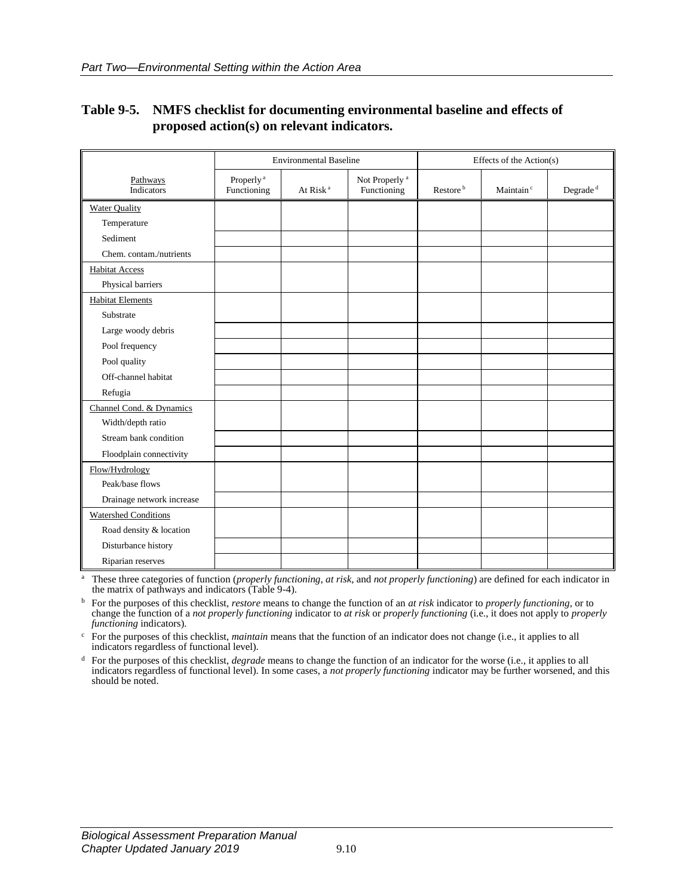**Table 9-5. NMFS checklist for documenting environmental baseline and effects of proposed action(s) on relevant indicators.**

| | Environmental Baseline | | | Effects of the Action(s) | | |
|---|---|---|---|---|---|---|
| Pathways Indicators | Properly [a] Functioning | At Risk [a] | Not Properly [a] Functioning | Restore [b] | Maintain [c] | Degrade [d] |
| Water Quality | | | | | | |
| Temperature | | | | | | |
| Sediment | | | | | | |
| Chem. contam./nutrients | | | | | | |
| Habitat Access | | | | | | |
| Physical barriers | | | | | | |
| Habitat Elements | | | | | | |
| Substrate | | | | | | |
| Large woody debris | | | | | | |
| Pool frequency | | | | | | |
| Pool quality | | | | | | |
| Off-channel habitat | | | | | | |
| Refugia | | | | | | |
| Channel Cond. & Dynamics | | | | | | |
| Width/depth ratio | | | | | | |
| Stream bank condition | | | | | | |
| Floodplain connectivity | | | | | | |
| Flow/Hydrology | | | | | | |
| Peak/base flows | | | | | | |
| Drainage network increase | | | | | | |
| Watershed Conditions | | | | | | |
| Road density & location | | | | | | |
| Disturbance history | | | | | | |
| Riparian reserves | | | | | | |

[a] These three categories of function (*properly functioning*, *at risk*, and *not properly functioning*) are defined for each indicator in the matrix of pathways and indicators (Table 9-4).

[b] For the purposes of this checklist, *restore* means to change the function of an *at risk* indicator to *properly functioning*, or to change the function of a *not properly functioning* indicator to *at risk* or *properly functioning* (i.e., it does not apply to *properly functioning* indicators).

[c] For the purposes of this checklist, *maintain* means that the function of an indicator does not change (i.e., it applies to all indicators regardless of functional level).

[d] For the purposes of this checklist, *degrade* means to change the function of an indicator for the worse (i.e., it applies to all indicators regardless of functional level). In some cases, a *not properly functioning* indicator may be further worsened, and this should be noted.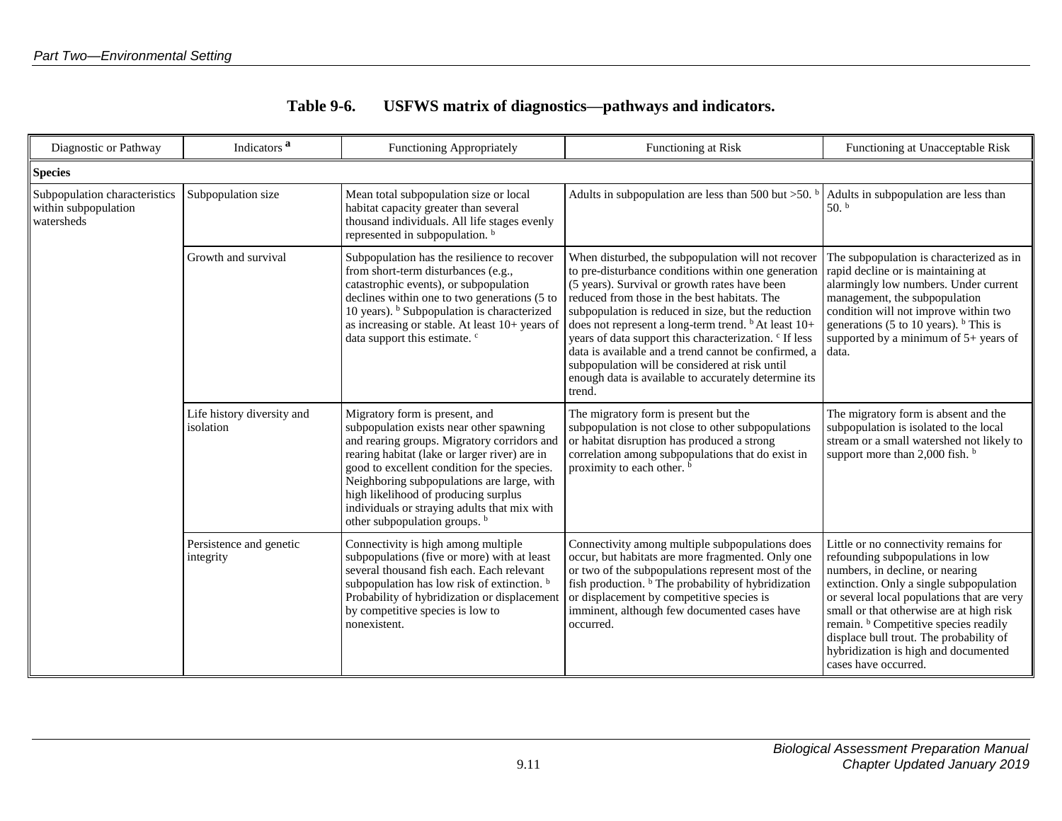**Table 9-6. USFWS matrix of diagnostics—pathways and indicators.**

| Diagnostic or Pathway | Indicators [a] | Functioning Appropriately | Functioning at Risk | Functioning at Unacceptable Risk |
|---|---|---|---|---|
| **Species** | | | | |
| Subpopulation characteristics within subpopulation watersheds | Subpopulation size | Mean total subpopulation size or local habitat capacity greater than several thousand individuals. All life stages evenly represented in subpopulation. [b] | Adults in subpopulation are less than 500 but >50. [b] | Adults in subpopulation are less than 50. [b] |
| | Growth and survival | Subpopulation has the resilience to recover from short-term disturbances (e.g., catastrophic events), or subpopulation declines within one to two generations (5 to 10 years). [b] Subpopulation is characterized as increasing or stable. At least 10+ years of data support this estimate. [c] | When disturbed, the subpopulation will not recover to pre-disturbance conditions within one generation (5 years). Survival or growth rates have been reduced from those in the best habitats. The subpopulation is reduced in size, but the reduction does not represent a long-term trend. [b] At least 10+ years of data support this characterization. [c] If less data is available and a trend cannot be confirmed, a subpopulation will be considered at risk until enough data is available to accurately determine its trend. | The subpopulation is characterized as in rapid decline or is maintaining at alarmingly low numbers. Under current management, the subpopulation condition will not improve within two generations (5 to 10 years). [b] This is supported by a minimum of 5+ years of data. |
| | Life history diversity and isolation | Migratory form is present, and subpopulation exists near other spawning and rearing groups. Migratory corridors and rearing habitat (lake or larger river) are in good to excellent condition for the species. Neighboring subpopulations are large, with high likelihood of producing surplus individuals or straying adults that mix with other subpopulation groups. [b] | The migratory form is present but the subpopulation is not close to other subpopulations or habitat disruption has produced a strong correlation among subpopulations that do exist in proximity to each other. [b] | The migratory form is absent and the subpopulation is isolated to the local stream or a small watershed not likely to support more than 2,000 fish. [b] |
| | Persistence and genetic integrity | Connectivity is high among multiple subpopulations (five or more) with at least several thousand fish each. Each relevant subpopulation has low risk of extinction. [b] Probability of hybridization or displacement by competitive species is low to nonexistent. | Connectivity among multiple subpopulations does occur, but habitats are more fragmented. Only one or two of the subpopulations represent most of the fish production. [b] The probability of hybridization or displacement by competitive species is imminent, although few documented cases have occurred. | Little or no connectivity remains for refounding subpopulations in low numbers, in decline, or nearing extinction. Only a single subpopulation or several local populations that are very small or that otherwise are at high risk remain. [b] Competitive species readily displace bull trout. The probability of hybridization is high and documented cases have occurred. |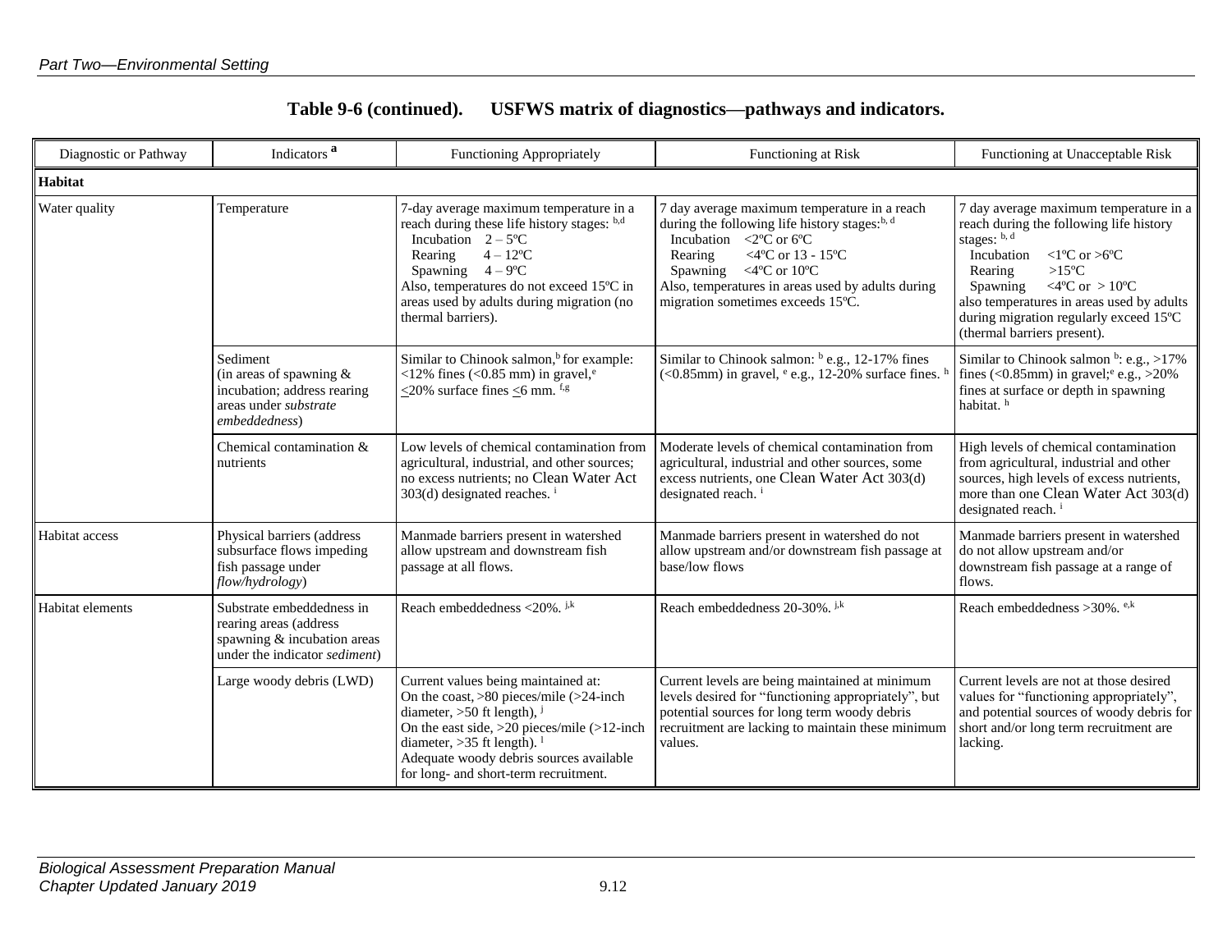**Table 9-6 (continued). USFWS matrix of diagnostics—pathways and indicators.**

| Diagnostic or Pathway | Indicators [a] | Functioning Appropriately | Functioning at Risk | Functioning at Unacceptable Risk |
|---|---|---|---|---|
| **Habitat** | | | | |
| Water quality | Temperature | 7-day average maximum temperature in a reach during these life history stages: [b,d]<br>Incubation 2 – 5ºC<br>Rearing 4 – 12ºC<br>Spawning 4 – 9ºC<br>Also, temperatures do not exceed 15ºC in areas used by adults during migration (no thermal barriers). | 7 day average maximum temperature in a reach during the following life history stages:[b, d]<br>Incubation <2ºC or 6ºC<br>Rearing <4ºC or 13 - 15ºC<br>Spawning <4ºC or 10ºC<br>Also, temperatures in areas used by adults during migration sometimes exceeds 15ºC. | 7 day average maximum temperature in a reach during the following life history stages: [b, d]<br>Incubation <1ºC or >6ºC<br>Rearing >15ºC<br>Spawning <4ºC or > 10ºC<br>also temperatures in areas used by adults during migration regularly exceed 15ºC (thermal barriers present). |
| | Sediment (in areas of spawning & incubation; address rearing areas under *substrate embeddedness*) | Similar to Chinook salmon,[b] for example: <12% fines (<0.85 mm) in gravel,[e] ≤20% surface fines ≤6 mm. [f,g] | Similar to Chinook salmon: [b] e.g., 12-17% fines (<0.85mm) in gravel, [e] e.g., 12-20% surface fines. [h] | Similar to Chinook salmon [b]: e.g., >17% fines (<0.85mm) in gravel;[e] e.g., >20% fines at surface or depth in spawning habitat. [h] |
| | Chemical contamination & nutrients | Low levels of chemical contamination from agricultural, industrial, and other sources; no excess nutrients; no Clean Water Act 303(d) designated reaches. [i] | Moderate levels of chemical contamination from agricultural, industrial and other sources, some excess nutrients, one Clean Water Act 303(d) designated reach. [i] | High levels of chemical contamination from agricultural, industrial and other sources, high levels of excess nutrients, more than one Clean Water Act 303(d) designated reach. [i] |
| Habitat access | Physical barriers (address subsurface flows impeding fish passage under *flow/hydrology*) | Manmade barriers present in watershed allow upstream and downstream fish passage at all flows. | Manmade barriers present in watershed do not allow upstream and/or downstream fish passage at base/low flows | Manmade barriers present in watershed do not allow upstream and/or downstream fish passage at a range of flows. |
| Habitat elements | Substrate embeddedness in rearing areas (address spawning & incubation areas under the indicator *sediment*) | Reach embeddedness <20%. [j,k] | Reach embeddedness 20-30%. [j,k] | Reach embeddedness >30%. [e,k] |
| | Large woody debris (LWD) | Current values being maintained at:<br>On the coast, >80 pieces/mile (>24-inch diameter, >50 ft length), [j]<br>On the east side, >20 pieces/mile (>12-inch diameter, >35 ft length). [l]<br>Adequate woody debris sources available for long- and short-term recruitment. | Current levels are being maintained at minimum levels desired for "functioning appropriately", but potential sources for long term woody debris recruitment are lacking to maintain these minimum values. | Current levels are not at those desired values for "functioning appropriately", and potential sources of woody debris for short and/or long term recruitment are lacking. |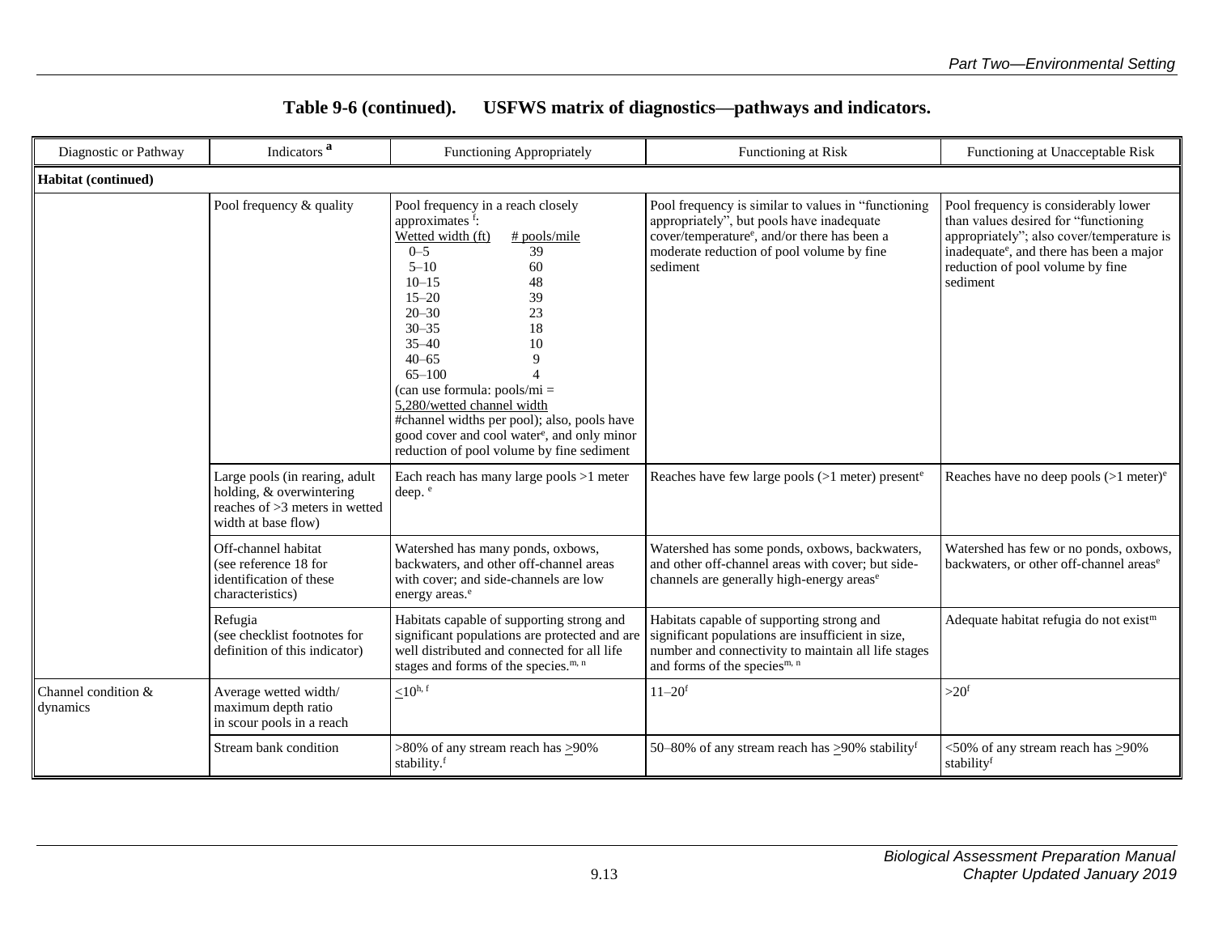**Table 9-6 (continued). USFWS matrix of diagnostics—pathways and indicators.**

| Diagnostic or Pathway | Indicators [a] | Functioning Appropriately | Functioning at Risk | Functioning at Unacceptable Risk |
|---|---|---|---|---|
| **Habitat (continued)** | | | | |
| | Pool frequency & quality | Pool frequency in a reach closely approximates [f]:<br>Wetted width (ft) — # pools/mile<br>0–5 — 39<br>5–10 — 60<br>10–15 — 48<br>15–20 — 39<br>20–30 — 23<br>30–35 — 18<br>35–40 — 10<br>40–65 — 9<br>65–100 — 4<br>(can use formula: pools/mi = 5,280/wetted channel width #channel widths per pool); also, pools have good cover and cool water[e], and only minor reduction of pool volume by fine sediment | Pool frequency is similar to values in "functioning appropriately", but pools have inadequate cover/temperature[e], and/or there has been a moderate reduction of pool volume by fine sediment | Pool frequency is considerably lower than values desired for "functioning appropriately"; also cover/temperature is inadequate[e], and there has been a major reduction of pool volume by fine sediment |
| | Large pools (in rearing, adult holding, & overwintering reaches of >3 meters in wetted width at base flow) | Each reach has many large pools >1 meter deep. [e] | Reaches have few large pools (>1 meter) present[e] | Reaches have no deep pools (>1 meter)[e] |
| | Off-channel habitat (see reference 18 for identification of these characteristics) | Watershed has many ponds, oxbows, backwaters, and other off-channel areas with cover; and side-channels are low energy areas.[e] | Watershed has some ponds, oxbows, backwaters, and other off-channel areas with cover; but side-channels are generally high-energy areas[e] | Watershed has few or no ponds, oxbows, backwaters, or other off-channel areas[e] |
| | Refugia (see checklist footnotes for definition of this indicator) | Habitats capable of supporting strong and significant populations are protected and are well distributed and connected for all life stages and forms of the species.[m, n] | Habitats capable of supporting strong and significant populations are insufficient in size, number and connectivity to maintain all life stages and forms of the species[m, n] | Adequate habitat refugia do not exist[m] |
| Channel condition & dynamics | Average wetted width/ maximum depth ratio in scour pools in a reach | $\leq 10$[h, f] | 11–20[f] | >20[f] |
| | Stream bank condition | >80% of any stream reach has $\geq$90% stability.[f] | 50–80% of any stream reach has $\geq$90% stability[f] | <50% of any stream reach has $\geq$90% stability[f] |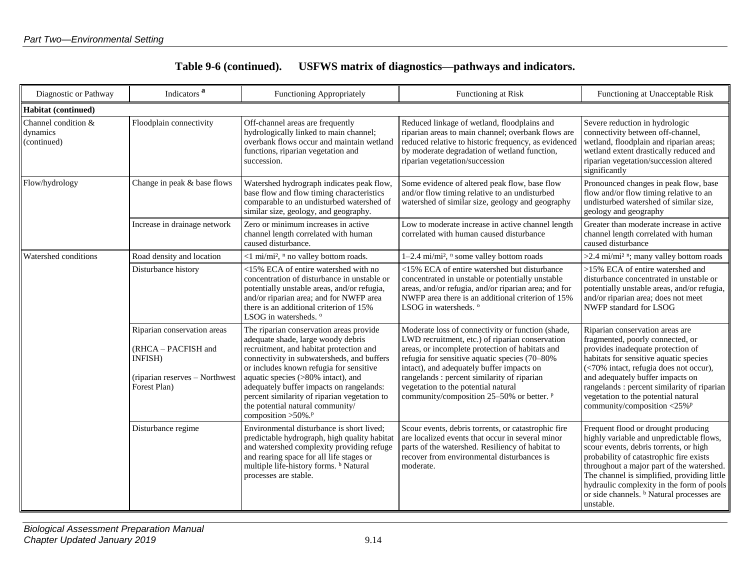## Table 9-6 (continued). USFWS matrix of diagnostics—pathways and indicators.

| Diagnostic or Pathway | Indicators [a] | Functioning Appropriately | Functioning at Risk | Functioning at Unacceptable Risk |
|---|---|---|---|---|
| **Habitat (continued)** | | | | |
| Channel condition & dynamics (continued) | Floodplain connectivity | Off-channel areas are frequently hydrologically linked to main channel; overbank flows occur and maintain wetland functions, riparian vegetation and succession. | Reduced linkage of wetland, floodplains and riparian areas to main channel; overbank flows are reduced relative to historic frequency, as evidenced by moderate degradation of wetland function, riparian vegetation/succession | Severe reduction in hydrologic connectivity between off-channel, wetland, floodplain and riparian areas; wetland extent drastically reduced and riparian vegetation/succession altered significantly |
| Flow/hydrology | Change in peak & base flows | Watershed hydrograph indicates peak flow, base flow and flow timing characteristics comparable to an undisturbed watershed of similar size, geology, and geography. | Some evidence of altered peak flow, base flow and/or flow timing relative to an undisturbed watershed of similar size, geology and geography | Pronounced changes in peak flow, base flow and/or flow timing relative to an undisturbed watershed of similar size, geology and geography |
| | Increase in drainage network | Zero or minimum increases in active channel length correlated with human caused disturbance. | Low to moderate increase in active channel length correlated with human caused disturbance | Greater than moderate increase in active channel length correlated with human caused disturbance |
| Watershed conditions | Road density and location | <1 mi/mi², [n] no valley bottom roads. | 1–2.4 mi/mi², [n] some valley bottom roads | >2.4 mi/mi² [n]; many valley bottom roads |
| | Disturbance history | <15% ECA of entire watershed with no concentration of disturbance in unstable or potentially unstable areas, and/or refugia, and/or riparian area; and for NWFP area there is an additional criterion of 15% LSOG in watersheds. [o] | <15% ECA of entire watershed but disturbance concentrated in unstable or potentially unstable areas, and/or refugia, and/or riparian area; and for NWFP area there is an additional criterion of 15% LSOG in watersheds. [o] | >15% ECA of entire watershed and disturbance concentrated in unstable or potentially unstable areas, and/or refugia, and/or riparian area; does not meet NWFP standard for LSOG |
| | Riparian conservation areas (RHCA – PACFISH and INFISH) (riparian reserves – Northwest Forest Plan) | The riparian conservation areas provide adequate shade, large woody debris recruitment, and habitat protection and connectivity in subwatersheds, and buffers or includes known refugia for sensitive aquatic species (>80% intact), and adequately buffer impacts on rangelands: percent similarity of riparian vegetation to the potential natural community/ composition >50%.[p] | Moderate loss of connectivity or function (shade, LWD recruitment, etc.) of riparian conservation areas, or incomplete protection of habitats and refugia for sensitive aquatic species (70–80% intact), and adequately buffer impacts on rangelands : percent similarity of riparian vegetation to the potential natural community/composition 25–50% or better. [p] | Riparian conservation areas are fragmented, poorly connected, or provides inadequate protection of habitats for sensitive aquatic species (<70% intact, refugia does not occur), and adequately buffer impacts on rangelands : percent similarity of riparian vegetation to the potential natural community/composition <25%[p] |
| | Disturbance regime | Environmental disturbance is short lived; predictable hydrograph, high quality habitat and watershed complexity providing refuge and rearing space for all life stages or multiple life-history forms. [b] Natural processes are stable. | Scour events, debris torrents, or catastrophic fire are localized events that occur in several minor parts of the watershed. Resiliency of habitat to recover from environmental disturbances is moderate. | Frequent flood or drought producing highly variable and unpredictable flows, scour events, debris torrents, or high probability of catastrophic fire exists throughout a major part of the watershed. The channel is simplified, providing little hydraulic complexity in the form of pools or side channels. [b] Natural processes are unstable. |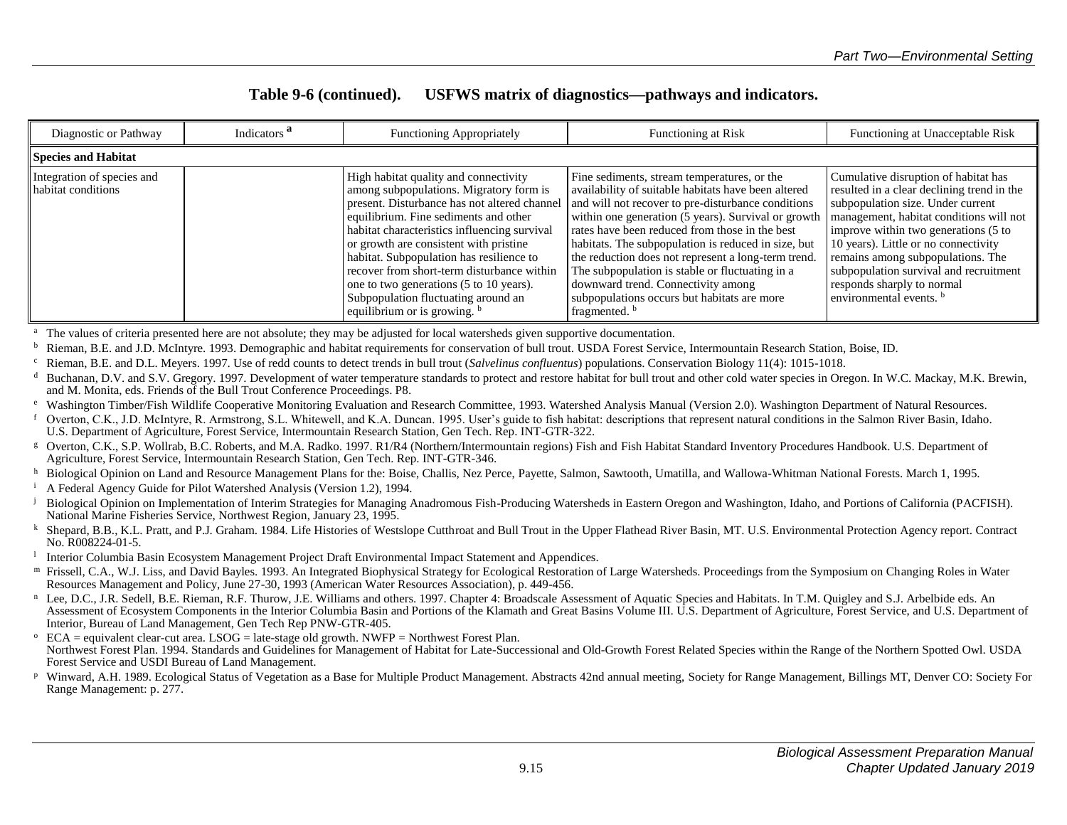**Table 9-6 (continued). USFWS matrix of diagnostics—pathways and indicators.**

| Diagnostic or Pathway | Indicators [a] | Functioning Appropriately | Functioning at Risk | Functioning at Unacceptable Risk |
|---|---|---|---|---|
| **Species and Habitat** | | | | |
| Integration of species and habitat conditions | | High habitat quality and connectivity among subpopulations. Migratory form is present. Disturbance has not altered channel equilibrium. Fine sediments and other habitat characteristics influencing survival or growth are consistent with pristine habitat. Subpopulation has resilience to recover from short-term disturbance within one to two generations (5 to 10 years). Subpopulation fluctuating around an equilibrium or is growing. [b] | Fine sediments, stream temperatures, or the availability of suitable habitats have been altered and will not recover to pre-disturbance conditions within one generation (5 years). Survival or growth rates have been reduced from those in the best habitats. The subpopulation is reduced in size, but the reduction does not represent a long-term trend. The subpopulation is stable or fluctuating in a downward trend. Connectivity among subpopulations occurs but habitats are more fragmented. [b] | Cumulative disruption of habitat has resulted in a clear declining trend in the subpopulation size. Under current management, habitat conditions will not improve within two generations (5 to 10 years). Little or no connectivity remains among subpopulations. The subpopulation survival and recruitment responds sharply to normal environmental events. [b] |

[a] The values of criteria presented here are not absolute; they may be adjusted for local watersheds given supportive documentation.

[b] Rieman, B.E. and J.D. McIntyre. 1993. Demographic and habitat requirements for conservation of bull trout. USDA Forest Service, Intermountain Research Station, Boise, ID.

[c] Rieman, B.E. and D.L. Meyers. 1997. Use of redd counts to detect trends in bull trout (*Salvelinus confluentus*) populations. Conservation Biology 11(4): 1015-1018.

[d] Buchanan, D.V. and S.V. Gregory. 1997. Development of water temperature standards to protect and restore habitat for bull trout and other cold water species in Oregon. In W.C. Mackay, M.K. Brewin, and M. Monita, eds. Friends of the Bull Trout Conference Proceedings. P8.

[e] Washington Timber/Fish Wildlife Cooperative Monitoring Evaluation and Research Committee, 1993. Watershed Analysis Manual (Version 2.0). Washington Department of Natural Resources.

[f] Overton, C.K., J.D. McIntyre, R. Armstrong, S.L. Whitewell, and K.A. Duncan. 1995. User's guide to fish habitat: descriptions that represent natural conditions in the Salmon River Basin, Idaho. U.S. Department of Agriculture, Forest Service, Intermountain Research Station, Gen Tech. Rep. INT-GTR-322.

[g] Overton, C.K., S.P. Wollrab, B.C. Roberts, and M.A. Radko. 1997. R1/R4 (Northern/Intermountain regions) Fish and Fish Habitat Standard Inventory Procedures Handbook. U.S. Department of Agriculture, Forest Service, Intermountain Research Station, Gen Tech. Rep. INT-GTR-346.

[h] Biological Opinion on Land and Resource Management Plans for the: Boise, Challis, Nez Perce, Payette, Salmon, Sawtooth, Umatilla, and Wallowa-Whitman National Forests. March 1, 1995.

[i] A Federal Agency Guide for Pilot Watershed Analysis (Version 1.2), 1994.

[j] Biological Opinion on Implementation of Interim Strategies for Managing Anadromous Fish-Producing Watersheds in Eastern Oregon and Washington, Idaho, and Portions of California (PACFISH). National Marine Fisheries Service, Northwest Region, January 23, 1995.

[k] Shepard, B.B., K.L. Pratt, and P.J. Graham. 1984. Life Histories of Westslope Cutthroat and Bull Trout in the Upper Flathead River Basin, MT. U.S. Environmental Protection Agency report. Contract No. R008224-01-5.

[l] Interior Columbia Basin Ecosystem Management Project Draft Environmental Impact Statement and Appendices.

[m] Frissell, C.A., W.J. Liss, and David Bayles. 1993. An Integrated Biophysical Strategy for Ecological Restoration of Large Watersheds. Proceedings from the Symposium on Changing Roles in Water Resources Management and Policy, June 27-30, 1993 (American Water Resources Association), p. 449-456.

[n] Lee, D.C., J.R. Sedell, B.E. Rieman, R.F. Thurow, J.E. Williams and others. 1997. Chapter 4: Broadscale Assessment of Aquatic Species and Habitats. In T.M. Quigley and S.J. Arbelbide eds. An Assessment of Ecosystem Components in the Interior Columbia Basin and Portions of the Klamath and Great Basins Volume III. U.S. Department of Agriculture, Forest Service, and U.S. Department of Interior, Bureau of Land Management, Gen Tech Rep PNW-GTR-405.

[o] ECA = equivalent clear-cut area. LSOG = late-stage old growth. NWFP = Northwest Forest Plan. Northwest Forest Plan. 1994. Standards and Guidelines for Management of Habitat for Late-Successional and Old-Growth Forest Related Species within the Range of the Northern Spotted Owl. USDA Forest Service and USDI Bureau of Land Management.

[p] Winward, A.H. 1989. Ecological Status of Vegetation as a Base for Multiple Product Management. Abstracts 42nd annual meeting, Society for Range Management, Billings MT, Denver CO: Society For Range Management: p. 277.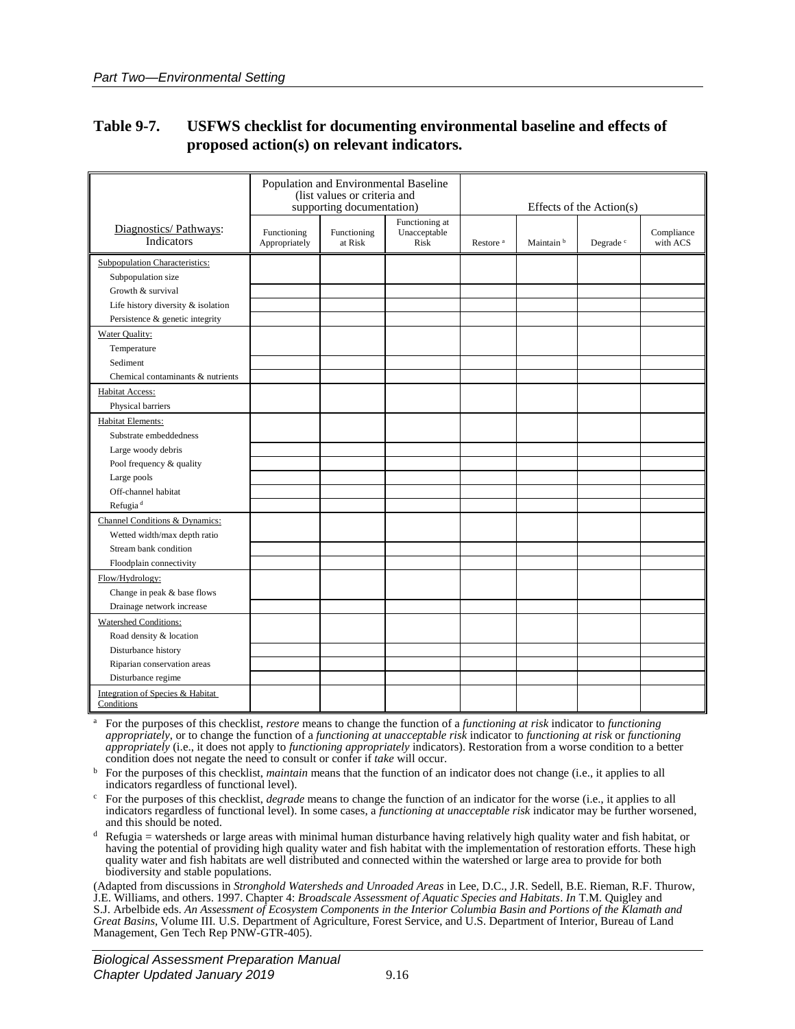**Table 9-7. USFWS checklist for documenting environmental baseline and effects of proposed action(s) on relevant indicators.**

| Diagnostics/ Pathways: Indicators | Population and Environmental Baseline (list values or criteria and supporting documentation) | | | Effects of the Action(s) | | | |
|---|---|---|---|---|---|---|---|
| | Functioning Appropriately | Functioning at Risk | Functioning at Unacceptable Risk | Restore [a] | Maintain [b] | Degrade [c] | Compliance with ACS |
| Subpopulation Characteristics: | | | | | | | |
| Subpopulation size | | | | | | | |
| Growth & survival | | | | | | | |
| Life history diversity & isolation | | | | | | | |
| Persistence & genetic integrity | | | | | | | |
| Water Quality: | | | | | | | |
| Temperature | | | | | | | |
| Sediment | | | | | | | |
| Chemical contaminants & nutrients | | | | | | | |
| Habitat Access: | | | | | | | |
| Physical barriers | | | | | | | |
| Habitat Elements: | | | | | | | |
| Substrate embeddedness | | | | | | | |
| Large woody debris | | | | | | | |
| Pool frequency & quality | | | | | | | |
| Large pools | | | | | | | |
| Off-channel habitat | | | | | | | |
| Refugia [d] | | | | | | | |
| Channel Conditions & Dynamics: | | | | | | | |
| Wetted width/max depth ratio | | | | | | | |
| Stream bank condition | | | | | | | |
| Floodplain connectivity | | | | | | | |
| Flow/Hydrology: | | | | | | | |
| Change in peak & base flows | | | | | | | |
| Drainage network increase | | | | | | | |
| Watershed Conditions: | | | | | | | |
| Road density & location | | | | | | | |
| Disturbance history | | | | | | | |
| Riparian conservation areas | | | | | | | |
| Disturbance regime | | | | | | | |
| Integration of Species & Habitat Conditions | | | | | | | |

[a] For the purposes of this checklist, *restore* means to change the function of a *functioning at risk* indicator to *functioning appropriately*, or to change the function of a *functioning at unacceptable risk* indicator to *functioning at risk* or *functioning appropriately* (i.e., it does not apply to *functioning appropriately* indicators). Restoration from a worse condition to a better condition does not negate the need to consult or confer if *take* will occur.

[b] For the purposes of this checklist, *maintain* means that the function of an indicator does not change (i.e., it applies to all indicators regardless of functional level).

[c] For the purposes of this checklist, *degrade* means to change the function of an indicator for the worse (i.e., it applies to all indicators regardless of functional level). In some cases, a *functioning at unacceptable risk* indicator may be further worsened, and this should be noted.

[d] Refugia = watersheds or large areas with minimal human disturbance having relatively high quality water and fish habitat, or having the potential of providing high quality water and fish habitat with the implementation of restoration efforts. These high quality water and fish habitats are well distributed and connected within the watershed or large area to provide for both biodiversity and stable populations.

(Adapted from discussions in *Stronghold Watersheds and Unroaded Areas* in Lee, D.C., J.R. Sedell, B.E. Rieman, R.F. Thurow, J.E. Williams, and others. 1997. Chapter 4: *Broadscale Assessment of Aquatic Species and Habitats*. *In* T.M. Quigley and S.J. Arbelbide eds. *An Assessment of Ecosystem Components in the Interior Columbia Basin and Portions of the Klamath and Great Basins*, Volume III. U.S. Department of Agriculture, Forest Service, and U.S. Department of Interior, Bureau of Land Management, Gen Tech Rep PNW-GTR-405).